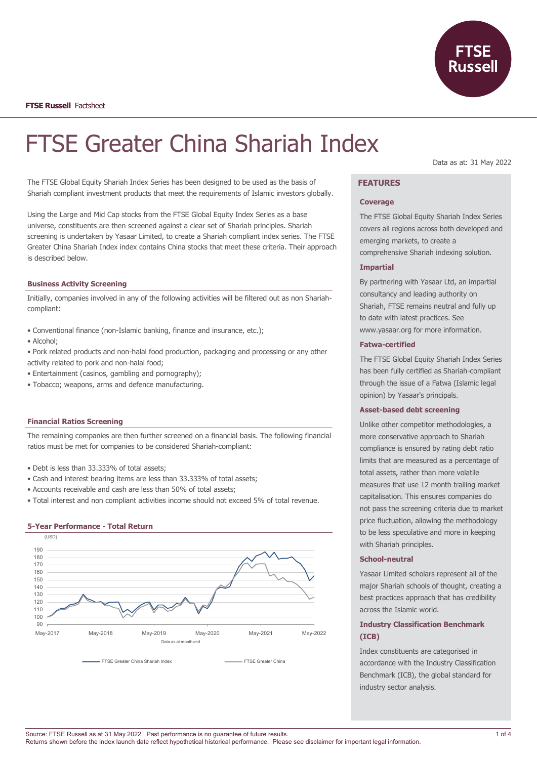FTSE Russell Factsheet

# FTSE Greater China Shariah Index

Data as at: 31 May 2022

The FTSE Global Equity Shariah Index Series has been designed to be used as the basis of Shariah compliant investment products that meet the requirements of Islamic investors globally.

Using the Large and Mid Cap stocks from the FTSE Global Equity Index Series as a base universe, constituents are then screened against a clear set of Shariah principles. Shariah screening is undertaken by Yasaar Limited, to create a Shariah compliant index series. The FTSE Greater China Shariah Index index contains China stocks that meet these criteria. Their approach is described below.

### Business Activity Screening

Initially, companies involved in any of the following activities will be filtered out as non Shariah-compliant:

- Conventional finance (non-Islamic banking, finance and insurance, etc.);
- Alcohol;
- Pork related products and non-halal food production, packaging and processing or any other activity related to pork and non-halal food;
- Entertainment (casinos, gambling and pornography);
- Tobacco; weapons, arms and defence manufacturing.

### Financial Ratios Screening

The remaining companies are then further screened on a financial basis. The following financial ratios must be met for companies to be considered Shariah-compliant:

- Debt is less than 33.333% of total assets;
- Cash and interest bearing items are less than 33.333% of total assets;
- Accounts receivable and cash are less than 50% of total assets;
- Total interest and non compliant activities income should not exceed 5% of total revenue.

### 5-Year Performance - Total Return

(USD)

Data as at month end

FTSE Greater China Shariah Index — FTSE Greater China

## FEATURES

### Coverage

The FTSE Global Equity Shariah Index Series covers all regions across both developed and emerging markets, to create a comprehensive Shariah indexing solution.

### Impartial

By partnering with Yasaar Ltd, an impartial consultancy and leading authority on Shariah, FTSE remains neutral and fully up to date with latest practices. See www.yasaar.org for more information.

### Fatwa-certified

The FTSE Global Equity Shariah Index Series has been fully certified as Shariah-compliant through the issue of a Fatwa (Islamic legal opinion) by Yasaar's principals.

### Asset-based debt screening

Unlike other competitor methodologies, a more conservative approach to Shariah compliance is ensured by rating debt ratio limits that are measured as a percentage of total assets, rather than more volatile measures that use 12 month trailing market capitalisation. This ensures companies do not pass the screening criteria due to market price fluctuation, allowing the methodology to be less speculative and more in keeping with Shariah principles.

### School-neutral

Yasaar Limited scholars represent all of the major Shariah schools of thought, creating a best practices approach that has credibility across the Islamic world.

### Industry Classification Benchmark (ICB)

Index constituents are categorised in accordance with the Industry Classification Benchmark (ICB), the global standard for industry sector analysis.

Source: FTSE Russell as at 31 May 2022. Past performance is no guarantee of future results.
Returns shown before the index launch date reflect hypothetical historical performance. Please see disclaimer for important legal information.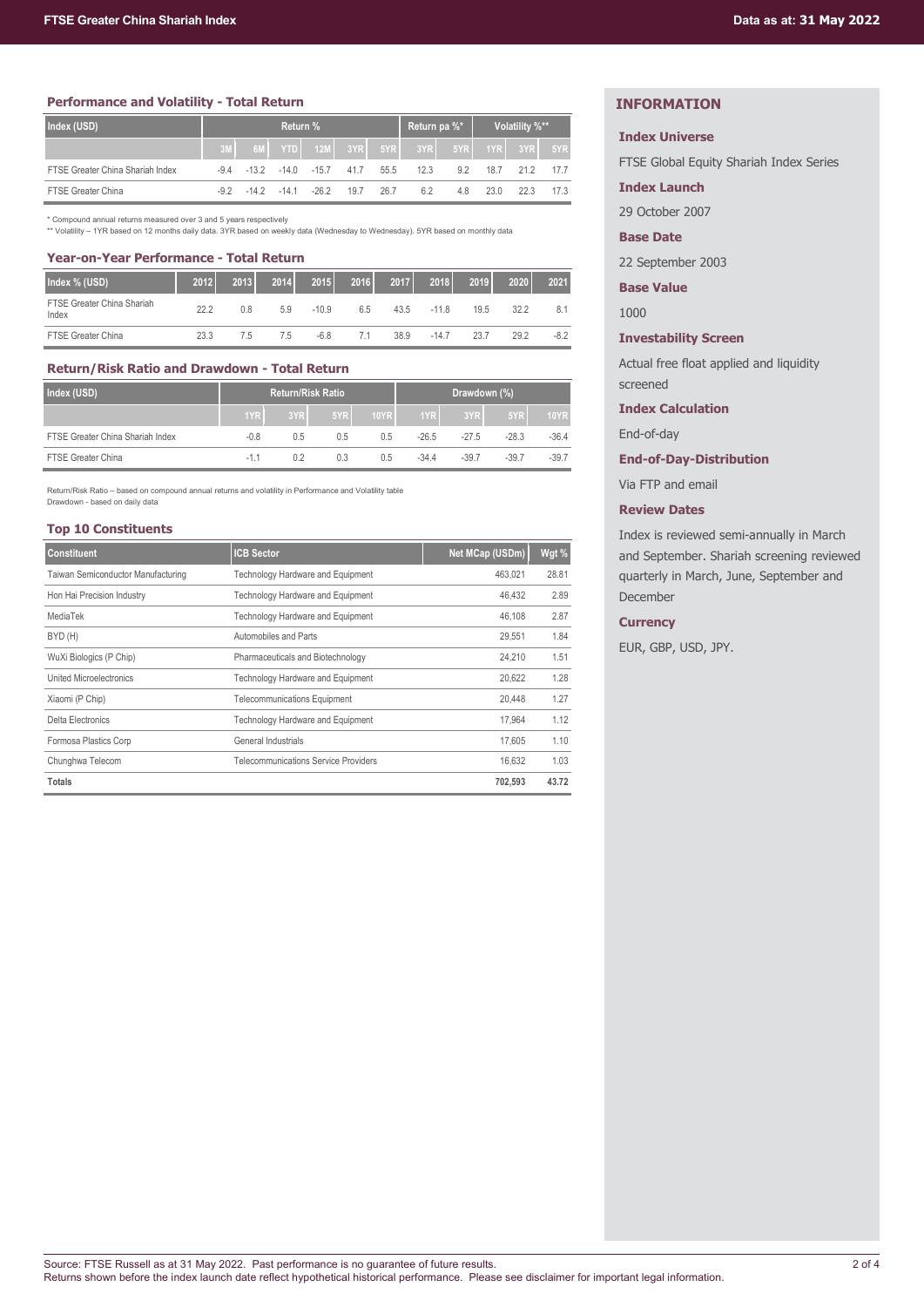## Performance and Volatility - Total Return

| Index (USD) | Return % | | | | | | Return pa %* | | Volatility %** | | |
|---|---|---|---|---|---|---|---|---|---|---|---|
| | 3M | 6M | YTD | 12M | 3YR | 5YR | 3YR | 5YR | 1YR | 3YR | 5YR |
| FTSE Greater China Shariah Index | -9.4 | -13.2 | -14.0 | -15.7 | 41.7 | 55.5 | 12.3 | 9.2 | 18.7 | 21.2 | 17.7 |
| FTSE Greater China | -9.2 | -14.2 | -14.1 | -26.2 | 19.7 | 26.7 | 6.2 | 4.8 | 23.0 | 22.3 | 17.3 |

\* Compound annual returns measured over 3 and 5 years respectively
\*\* Volatility – 1YR based on 12 months daily data. 3YR based on weekly data (Wednesday to Wednesday). 5YR based on monthly data

## Year-on-Year Performance - Total Return

| Index % (USD) | 2012 | 2013 | 2014 | 2015 | 2016 | 2017 | 2018 | 2019 | 2020 | 2021 |
|---|---|---|---|---|---|---|---|---|---|---|
| FTSE Greater China Shariah Index | 22.2 | 0.8 | 5.9 | -10.9 | 6.5 | 43.5 | -11.8 | 19.5 | 32.2 | 8.1 |
| FTSE Greater China | 23.3 | 7.5 | 7.5 | -6.8 | 7.1 | 38.9 | -14.7 | 23.7 | 29.2 | -8.2 |

## Return/Risk Ratio and Drawdown - Total Return

| Index (USD) | Return/Risk Ratio | | | | Drawdown (%) | | | |
|---|---|---|---|---|---|---|---|---|
| | 1YR | 3YR | 5YR | 10YR | 1YR | 3YR | 5YR | 10YR |
| FTSE Greater China Shariah Index | -0.8 | 0.5 | 0.5 | 0.5 | -26.5 | -27.5 | -28.3 | -36.4 |
| FTSE Greater China | -1.1 | 0.2 | 0.3 | 0.5 | -34.4 | -39.7 | -39.7 | -39.7 |

Return/Risk Ratio – based on compound annual returns and volatility in Performance and Volatility table
Drawdown - based on daily data

## Top 10 Constituents

| Constituent | ICB Sector | Net MCap (USDm) | Wgt % |
|---|---|---|---|
| Taiwan Semiconductor Manufacturing | Technology Hardware and Equipment | 463,021 | 28.81 |
| Hon Hai Precision Industry | Technology Hardware and Equipment | 46,432 | 2.89 |
| MediaTek | Technology Hardware and Equipment | 46,108 | 2.87 |
| BYD (H) | Automobiles and Parts | 29,551 | 1.84 |
| WuXi Biologics (P Chip) | Pharmaceuticals and Biotechnology | 24,210 | 1.51 |
| United Microelectronics | Technology Hardware and Equipment | 20,622 | 1.28 |
| Xiaomi (P Chip) | Telecommunications Equipment | 20,448 | 1.27 |
| Delta Electronics | Technology Hardware and Equipment | 17,964 | 1.12 |
| Formosa Plastics Corp | General Industrials | 17,605 | 1.10 |
| Chunghwa Telecom | Telecommunications Service Providers | 16,632 | 1.03 |
| **Totals** | | **702,593** | **43.72** |

## INFORMATION

### Index Universe

FTSE Global Equity Shariah Index Series

### Index Launch

29 October 2007

### Base Date

22 September 2003

### Base Value

1000

### Investability Screen

Actual free float applied and liquidity screened

### Index Calculation

End-of-day

### End-of-Day-Distribution

Via FTP and email

### Review Dates

Index is reviewed semi-annually in March and September. Shariah screening reviewed quarterly in March, June, September and December

### Currency

EUR, GBP, USD, JPY.

Source: FTSE Russell as at 31 May 2022. Past performance is no guarantee of future results.
Returns shown before the index launch date reflect hypothetical historical performance. Please see disclaimer for important legal information.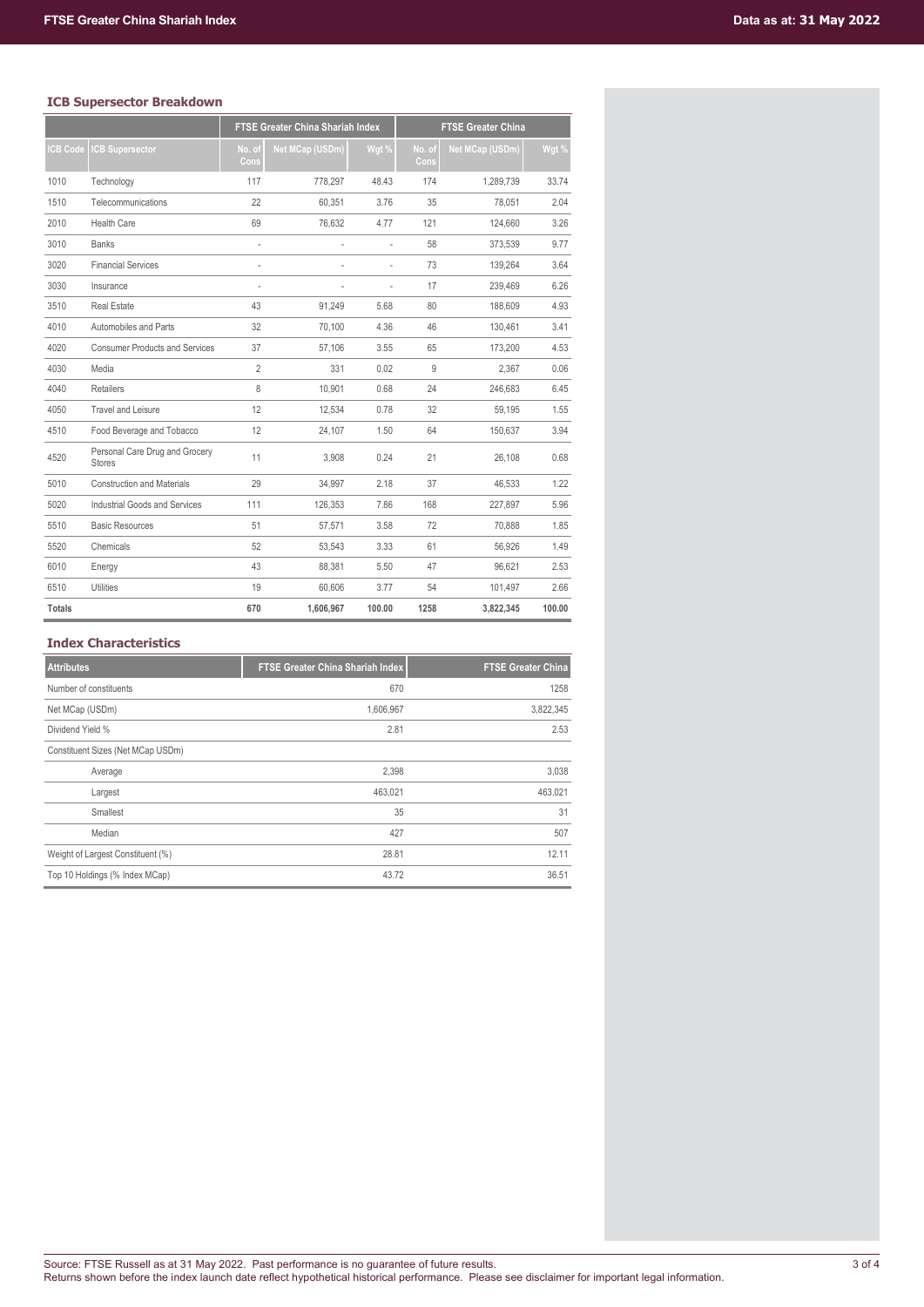## ICB Supersector Breakdown

| | | FTSE Greater China Shariah Index | | | FTSE Greater China | | |
|---|---|---|---|---|---|---|---|
| ICB Code | ICB Supersector | No. of Cons | Net MCap (USDm) | Wgt % | No. of Cons | Net MCap (USDm) | Wgt % |
| 1010 | Technology | 117 | 778,297 | 48.43 | 174 | 1,289,739 | 33.74 |
| 1510 | Telecommunications | 22 | 60,351 | 3.76 | 35 | 78,051 | 2.04 |
| 2010 | Health Care | 69 | 76,632 | 4.77 | 121 | 124,660 | 3.26 |
| 3010 | Banks | - | - | - | 58 | 373,539 | 9.77 |
| 3020 | Financial Services | - | - | - | 73 | 139,264 | 3.64 |
| 3030 | Insurance | - | - | - | 17 | 239,469 | 6.26 |
| 3510 | Real Estate | 43 | 91,249 | 5.68 | 80 | 188,609 | 4.93 |
| 4010 | Automobiles and Parts | 32 | 70,100 | 4.36 | 46 | 130,461 | 3.41 |
| 4020 | Consumer Products and Services | 37 | 57,106 | 3.55 | 65 | 173,200 | 4.53 |
| 4030 | Media | 2 | 331 | 0.02 | 9 | 2,367 | 0.06 |
| 4040 | Retailers | 8 | 10,901 | 0.68 | 24 | 246,683 | 6.45 |
| 4050 | Travel and Leisure | 12 | 12,534 | 0.78 | 32 | 59,195 | 1.55 |
| 4510 | Food Beverage and Tobacco | 12 | 24,107 | 1.50 | 64 | 150,637 | 3.94 |
| 4520 | Personal Care Drug and Grocery Stores | 11 | 3,908 | 0.24 | 21 | 26,108 | 0.68 |
| 5010 | Construction and Materials | 29 | 34,997 | 2.18 | 37 | 46,533 | 1.22 |
| 5020 | Industrial Goods and Services | 111 | 126,353 | 7.86 | 168 | 227,897 | 5.96 |
| 5510 | Basic Resources | 51 | 57,571 | 3.58 | 72 | 70,888 | 1.85 |
| 5520 | Chemicals | 52 | 53,543 | 3.33 | 61 | 56,926 | 1.49 |
| 6010 | Energy | 43 | 88,381 | 5.50 | 47 | 96,621 | 2.53 |
| 6510 | Utilities | 19 | 60,606 | 3.77 | 54 | 101,497 | 2.66 |
| **Totals** | | **670** | **1,606,967** | **100.00** | **1258** | **3,822,345** | **100.00** |

## Index Characteristics

| Attributes | FTSE Greater China Shariah Index | FTSE Greater China |
|---|---|---|
| Number of constituents | 670 | 1258 |
| Net MCap (USDm) | 1,606,967 | 3,822,345 |
| Dividend Yield % | 2.81 | 2.53 |
| Constituent Sizes (Net MCap USDm) | | |
| Average | 2,398 | 3,038 |
| Largest | 463,021 | 463,021 |
| Smallest | 35 | 31 |
| Median | 427 | 507 |
| Weight of Largest Constituent (%) | 28.81 | 12.11 |
| Top 10 Holdings (% Index MCap) | 43.72 | 36.51 |

Source: FTSE Russell as at 31 May 2022. Past performance is no guarantee of future results.
Returns shown before the index launch date reflect hypothetical historical performance. Please see disclaimer for important legal information.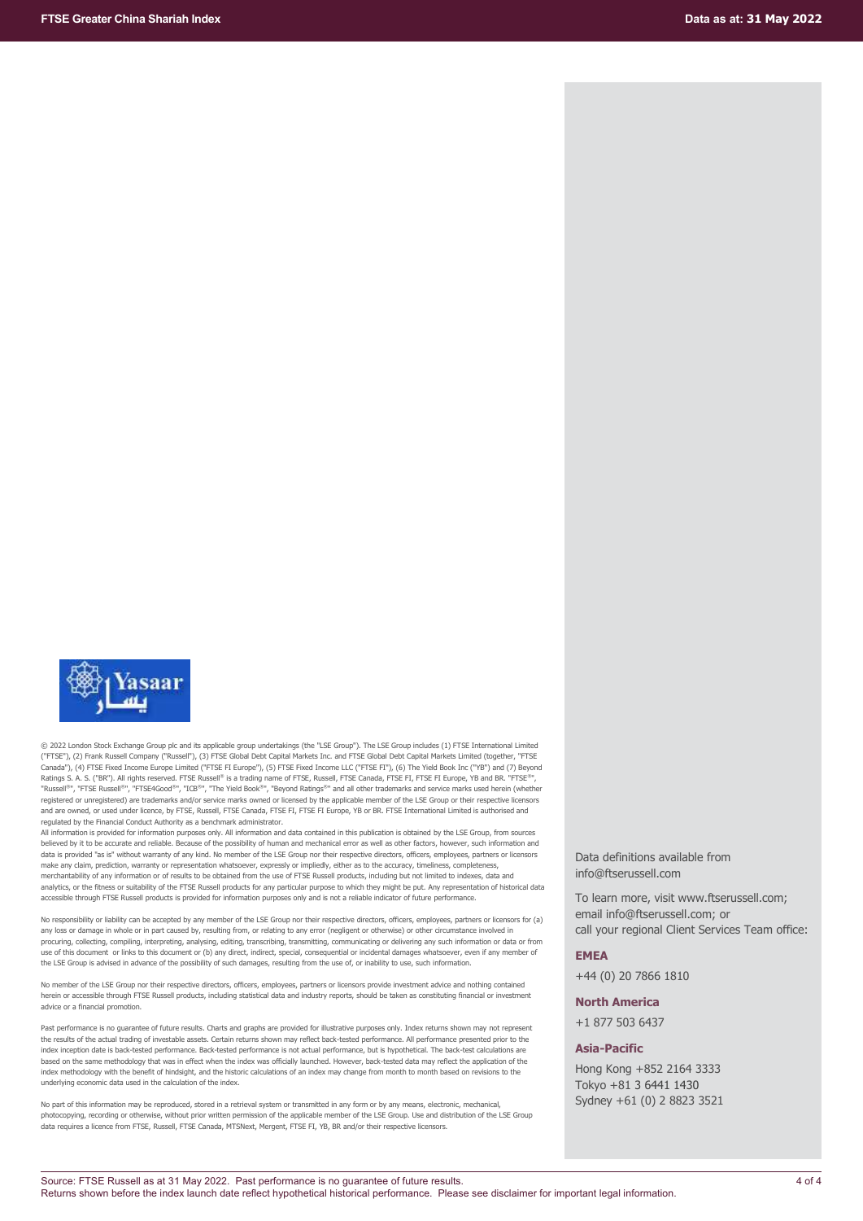© 2022 London Stock Exchange Group plc and its applicable group undertakings (the "LSE Group"). The LSE Group includes (1) FTSE International Limited ("FTSE"), (2) Frank Russell Company ("Russell"), (3) FTSE Global Debt Capital Markets Inc. and FTSE Global Debt Capital Markets Limited (together, "FTSE Canada"), (4) FTSE Fixed Income Europe Limited ("FTSE FI Europe"), (5) FTSE Fixed Income LLC ("FTSE FI"), (6) The Yield Book Inc ("YB") and (7) Beyond Ratings S. A. S. ("BR"). All rights reserved. FTSE Russell® is a trading name of FTSE, Russell, FTSE Canada, FTSE FI, FTSE FI Europe, YB and BR. "FTSE®", "Russell®", "FTSE Russell®", "FTSE4Good®", "ICB®", "The Yield Book®", "Beyond Ratings®" and all other trademarks and service marks used herein (whether registered or unregistered) are trademarks and/or service marks owned or licensed by the applicable member of the LSE Group or their respective licensors and are owned, or used under licence, by FTSE, Russell, FTSE Canada, FTSE FI, FTSE FI Europe, YB or BR. FTSE International Limited is authorised and regulated by the Financial Conduct Authority as a benchmark administrator.

All information is provided for information purposes only. All information and data contained in this publication is obtained by the LSE Group, from sources believed by it to be accurate and reliable. Because of the possibility of human and mechanical error as well as other factors, however, such information and data is provided "as is" without warranty of any kind. No member of the LSE Group nor their respective directors, officers, employees, partners or licensors make any claim, prediction, warranty or representation whatsoever, expressly or impliedly, either as to the accuracy, timeliness, completeness, merchantability of any information or of results to be obtained from the use of FTSE Russell products, including but not limited to indexes, data and analytics, or the fitness or suitability of the FTSE Russell products for any particular purpose to which they might be put. Any representation of historical data accessible through FTSE Russell products is provided for information purposes only and is not a reliable indicator of future performance.

No responsibility or liability can be accepted by any member of the LSE Group nor their respective directors, officers, employees, partners or licensors for (a) any loss or damage in whole or in part caused by, resulting from, or relating to any error (negligent or otherwise) or other circumstance involved in procuring, collecting, compiling, interpreting, analysing, editing, transcribing, transmitting, communicating or delivering any such information or data or from use of this document or links to this document or (b) any direct, indirect, special, consequential or incidental damages whatsoever, even if any member of the LSE Group is advised in advance of the possibility of such damages, resulting from the use of, or inability to use, such information.

No member of the LSE Group nor their respective directors, officers, employees, partners or licensors provide investment advice and nothing contained herein or accessible through FTSE Russell products, including statistical data and industry reports, should be taken as constituting financial or investment advice or a financial promotion.

Past performance is no guarantee of future results. Charts and graphs are provided for illustrative purposes only. Index returns shown may not represent the results of the actual trading of investable assets. Certain returns shown may reflect back-tested performance. All performance presented prior to the index inception date is back-tested performance. Back-tested performance is not actual performance, but is hypothetical. The back-test calculations are based on the same methodology that was in effect when the index was officially launched. However, back-tested data may reflect the application of the index methodology with the benefit of hindsight, and the historic calculations of an index may change from month to month based on revisions to the underlying economic data used in the calculation of the index.

No part of this information may be reproduced, stored in a retrieval system or transmitted in any form or by any means, electronic, mechanical, photocopying, recording or otherwise, without prior written permission of the applicable member of the LSE Group. Use and distribution of the LSE Group data requires a licence from FTSE, Russell, FTSE Canada, MTSNext, Mergent, FTSE FI, YB, BR and/or their respective licensors.

Data definitions available from info@ftserussell.com

To learn more, visit www.ftserussell.com; email info@ftserussell.com; or call your regional Client Services Team office:

**EMEA**

+44 (0) 20 7866 1810

**North America**

+1 877 503 6437

**Asia-Pacific**

Hong Kong +852 2164 3333
Tokyo +81 3 6441 1430
Sydney +61 (0) 2 8823 3521

Source: FTSE Russell as at 31 May 2022. Past performance is no guarantee of future results.
Returns shown before the index launch date reflect hypothetical historical performance. Please see disclaimer for important legal information.